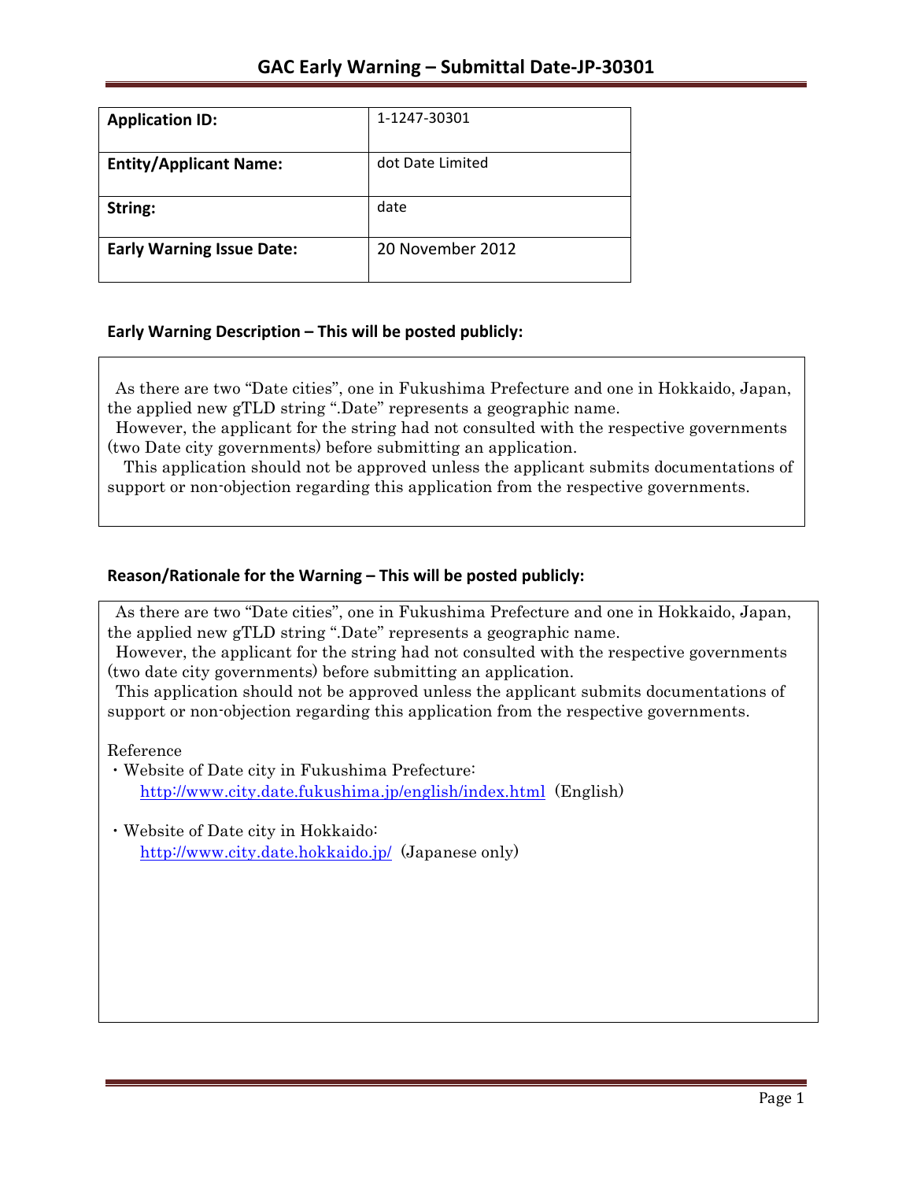# GAC Early Warning – Submittal Date-JP-30301

| | |
|---|---|
| **Application ID:** | 1-1247-30301 |
| **Entity/Applicant Name:** | dot Date Limited |
| **String:** | date |
| **Early Warning Issue Date:** | 20 November 2012 |

## Early Warning Description – This will be posted publicly:

As there are two "Date cities", one in Fukushima Prefecture and one in Hokkaido, Japan, the applied new gTLD string ".Date" represents a geographic name.

However, the applicant for the string had not consulted with the respective governments (two Date city governments) before submitting an application.

This application should not be approved unless the applicant submits documentations of support or non-objection regarding this application from the respective governments.

## Reason/Rationale for the Warning – This will be posted publicly:

As there are two "Date cities", one in Fukushima Prefecture and one in Hokkaido, Japan, the applied new gTLD string ".Date" represents a geographic name.

However, the applicant for the string had not consulted with the respective governments (two date city governments) before submitting an application.

This application should not be approved unless the applicant submits documentations of support or non-objection regarding this application from the respective governments.

Reference

- Website of Date city in Fukushima Prefecture:
  http://www.city.date.fukushima.jp/english/index.html (English)
- Website of Date city in Hokkaido:
  http://www.city.date.hokkaido.jp/ (Japanese only)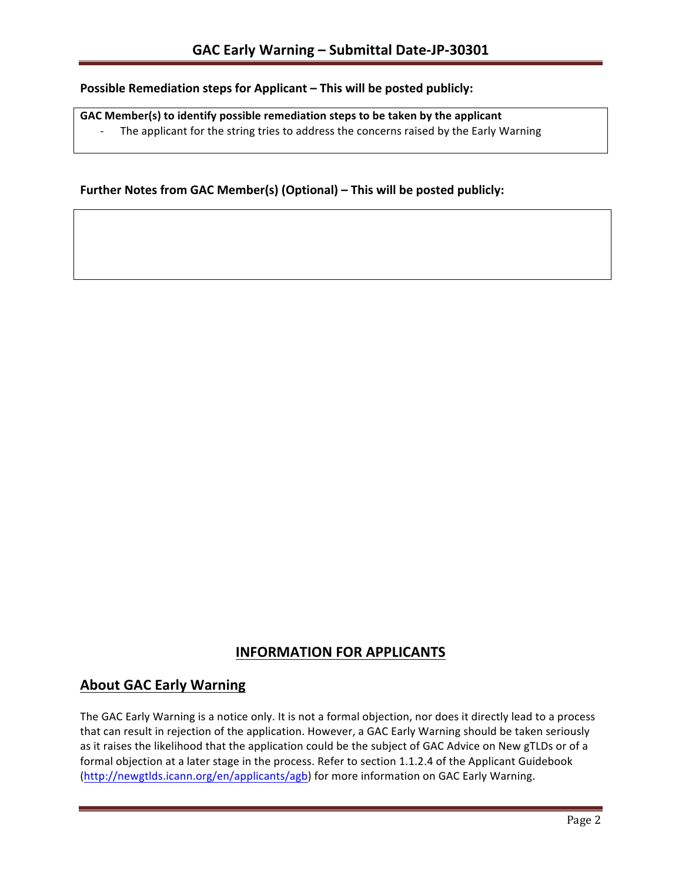**Possible Remediation steps for Applicant – This will be posted publicly:**

**GAC Member(s) to identify possible remediation steps to be taken by the applicant**

- The applicant for the string tries to address the concerns raised by the Early Warning

**Further Notes from GAC Member(s) (Optional) – This will be posted publicly:**

# INFORMATION FOR APPLICANTS

## About GAC Early Warning

The GAC Early Warning is a notice only. It is not a formal objection, nor does it directly lead to a process that can result in rejection of the application. However, a GAC Early Warning should be taken seriously as it raises the likelihood that the application could be the subject of GAC Advice on New gTLDs or of a formal objection at a later stage in the process. Refer to section 1.1.2.4 of the Applicant Guidebook (http://newgtlds.icann.org/en/applicants/agb) for more information on GAC Early Warning.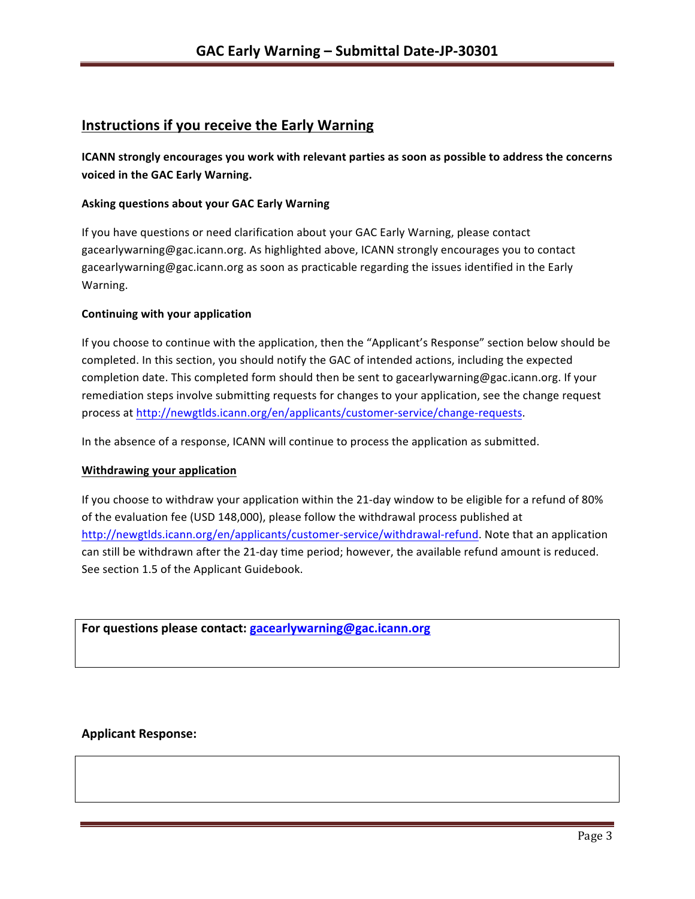## Instructions if you receive the Early Warning

**ICANN strongly encourages you work with relevant parties as soon as possible to address the concerns voiced in the GAC Early Warning.**

### Asking questions about your GAC Early Warning

If you have questions or need clarification about your GAC Early Warning, please contact gacearlywarning@gac.icann.org. As highlighted above, ICANN strongly encourages you to contact gacearlywarning@gac.icann.org as soon as practicable regarding the issues identified in the Early Warning.

### Continuing with your application

If you choose to continue with the application, then the "Applicant's Response" section below should be completed. In this section, you should notify the GAC of intended actions, including the expected completion date. This completed form should then be sent to gacearlywarning@gac.icann.org. If your remediation steps involve submitting requests for changes to your application, see the change request process at http://newgtlds.icann.org/en/applicants/customer-service/change-requests.

In the absence of a response, ICANN will continue to process the application as submitted.

### Withdrawing your application

If you choose to withdraw your application within the 21-day window to be eligible for a refund of 80% of the evaluation fee (USD 148,000), please follow the withdrawal process published at http://newgtlds.icann.org/en/applicants/customer-service/withdrawal-refund. Note that an application can still be withdrawn after the 21-day time period; however, the available refund amount is reduced. See section 1.5 of the Applicant Guidebook.

**For questions please contact: gacearlywarning@gac.icann.org**

**Applicant Response:**